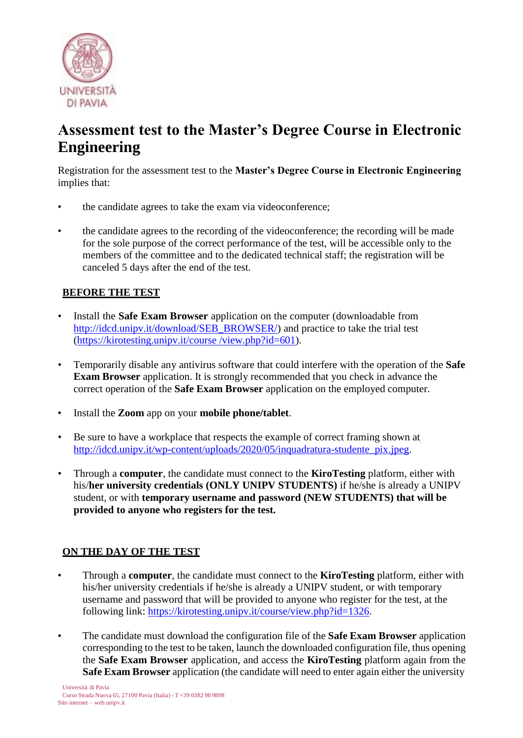# Assessment test to the Master’s Degree Course in Electronic Engineering

Registration for the assessment test to the **Master’s Degree Course in Electronic Engineering** implies that:

- the candidate agrees to take the exam via videoconference;
- the candidate agrees to the recording of the videoconference; the recording will be made for the sole purpose of the correct performance of the test, will be accessible only to the members of the committee and to the dedicated technical staff; the registration will be canceled 5 days after the end of the test.

## BEFORE THE TEST

- Install the **Safe Exam Browser** application on the computer (downloadable from http://idcd.unipv.it/download/SEB_BROWSER/) and practice to take the trial test (https://kirotesting.unipv.it/course /view.php?id=601).
- Temporarily disable any antivirus software that could interfere with the operation of the **Safe Exam Browser** application. It is strongly recommended that you check in advance the correct operation of the **Safe Exam Browser** application on the employed computer.
- Install the **Zoom** app on your **mobile phone/tablet**.
- Be sure to have a workplace that respects the example of correct framing shown at http://idcd.unipv.it/wp-content/uploads/2020/05/inquadratura-studente_pix.jpeg.
- Through a **computer**, the candidate must connect to the **KiroTesting** platform, either with his/**her university credentials (ONLY UNIPV STUDENTS)** if he/she is already a UNIPV student, or with **temporary username and password (NEW STUDENTS) that will be provided to anyone who registers for the test.**

## ON THE DAY OF THE TEST

- Through a **computer**, the candidate must connect to the **KiroTesting** platform, either with his/her university credentials if he/she is already a UNIPV student, or with temporary username and password that will be provided to anyone who register for the test, at the following link: https://kirotesting.unipv.it/course/view.php?id=1326.
- The candidate must download the configuration file of the **Safe Exam Browser** application corresponding to the test to be taken, launch the downloaded configuration file, thus opening the **Safe Exam Browser** application, and access the **KiroTesting** platform again from the **Safe Exam Browser** application (the candidate will need to enter again either the university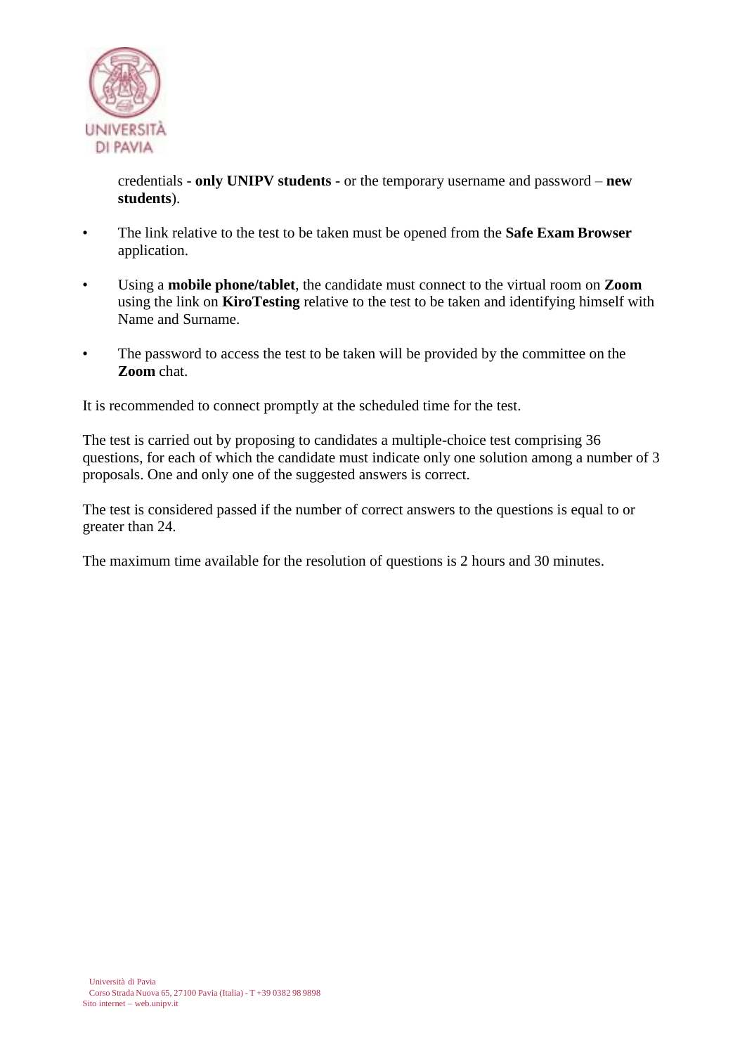credentials - **only UNIPV students** - or the temporary username and password – **new students**).

- The link relative to the test to be taken must be opened from the **Safe Exam Browser** application.
- Using a **mobile phone/tablet**, the candidate must connect to the virtual room on **Zoom** using the link on **KiroTesting** relative to the test to be taken and identifying himself with Name and Surname.
- The password to access the test to be taken will be provided by the committee on the **Zoom** chat.

It is recommended to connect promptly at the scheduled time for the test.

The test is carried out by proposing to candidates a multiple-choice test comprising 36 questions, for each of which the candidate must indicate only one solution among a number of 3 proposals. One and only one of the suggested answers is correct.

The test is considered passed if the number of correct answers to the questions is equal to or greater than 24.

The maximum time available for the resolution of questions is 2 hours and 30 minutes.